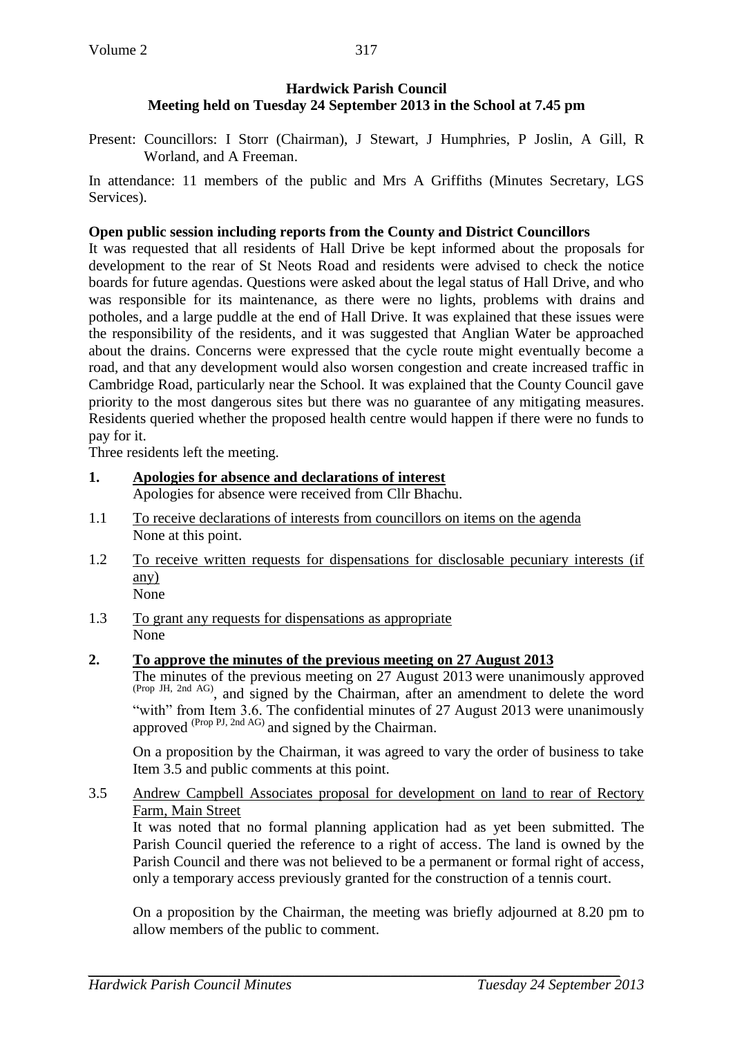**Hardwick Parish Council**
**Meeting held on Tuesday 24 September 2013 in the School at 7.45 pm**

Present: Councillors: I Storr (Chairman), J Stewart, J Humphries, P Joslin, A Gill, R Worland, and A Freeman.

In attendance: 11 members of the public and Mrs A Griffiths (Minutes Secretary, LGS Services).

**Open public session including reports from the County and District Councillors**

It was requested that all residents of Hall Drive be kept informed about the proposals for development to the rear of St Neots Road and residents were advised to check the notice boards for future agendas. Questions were asked about the legal status of Hall Drive, and who was responsible for its maintenance, as there were no lights, problems with drains and potholes, and a large puddle at the end of Hall Drive. It was explained that these issues were the responsibility of the residents, and it was suggested that Anglian Water be approached about the drains. Concerns were expressed that the cycle route might eventually become a road, and that any development would also worsen congestion and create increased traffic in Cambridge Road, particularly near the School. It was explained that the County Council gave priority to the most dangerous sites but there was no guarantee of any mitigating measures. Residents queried whether the proposed health centre would happen if there were no funds to pay for it.

Three residents left the meeting.

**1. Apologies for absence and declarations of interest**

Apologies for absence were received from Cllr Bhachu.

1.1 To receive declarations of interests from councillors on items on the agenda

None at this point.

1.2 To receive written requests for dispensations for disclosable pecuniary interests (if any)

None

1.3 To grant any requests for dispensations as appropriate

None

**2. To approve the minutes of the previous meeting on 27 August 2013**

The minutes of the previous meeting on 27 August 2013 were unanimously approved (Prop JH, 2nd AG), and signed by the Chairman, after an amendment to delete the word "with" from Item 3.6. The confidential minutes of 27 August 2013 were unanimously approved (Prop PJ, 2nd AG) and signed by the Chairman.

On a proposition by the Chairman, it was agreed to vary the order of business to take Item 3.5 and public comments at this point.

3.5 Andrew Campbell Associates proposal for development on land to rear of Rectory Farm, Main Street

It was noted that no formal planning application had as yet been submitted. The Parish Council queried the reference to a right of access. The land is owned by the Parish Council and there was not believed to be a permanent or formal right of access, only a temporary access previously granted for the construction of a tennis court.

On a proposition by the Chairman, the meeting was briefly adjourned at 8.20 pm to allow members of the public to comment.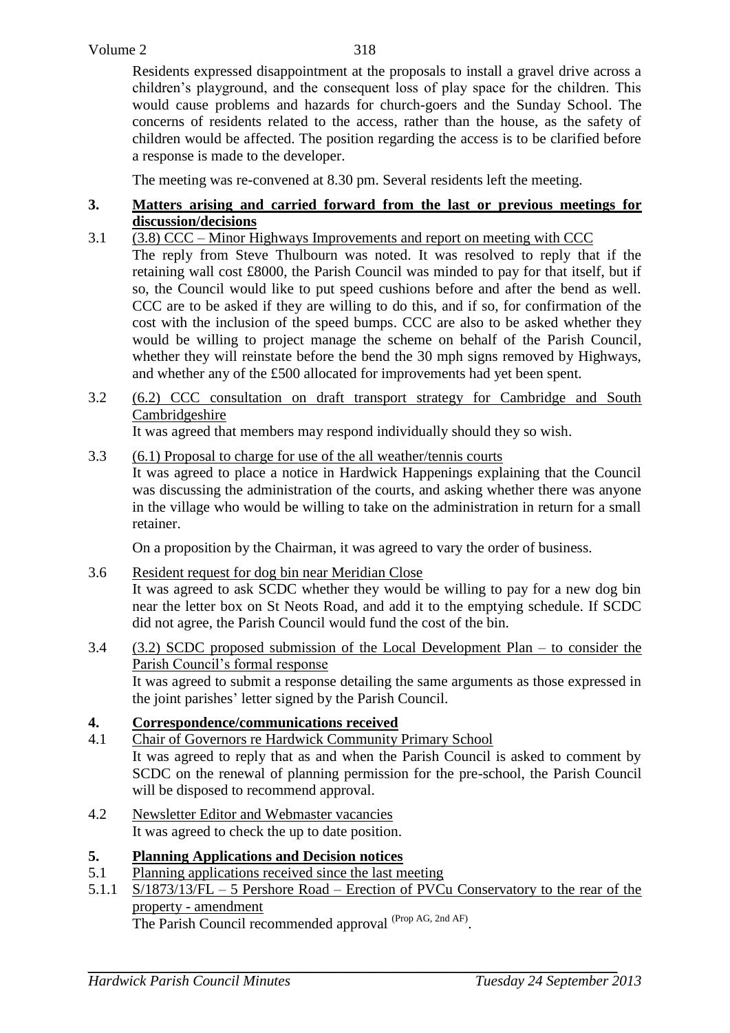Residents expressed disappointment at the proposals to install a gravel drive across a children's playground, and the consequent loss of play space for the children. This would cause problems and hazards for church-goers and the Sunday School. The concerns of residents related to the access, rather than the house, as the safety of children would be affected. The position regarding the access is to be clarified before a response is made to the developer.

The meeting was re-convened at 8.30 pm. Several residents left the meeting.

## 3. Matters arising and carried forward from the last or previous meetings for discussion/decisions

3.1 (3.8) CCC – Minor Highways Improvements and report on meeting with CCC

The reply from Steve Thulbourn was noted. It was resolved to reply that if the retaining wall cost £8000, the Parish Council was minded to pay for that itself, but if so, the Council would like to put speed cushions before and after the bend as well. CCC are to be asked if they are willing to do this, and if so, for confirmation of the cost with the inclusion of the speed bumps. CCC are also to be asked whether they would be willing to project manage the scheme on behalf of the Parish Council, whether they will reinstate before the bend the 30 mph signs removed by Highways, and whether any of the £500 allocated for improvements had yet been spent.

3.2 (6.2) CCC consultation on draft transport strategy for Cambridge and South Cambridgeshire

It was agreed that members may respond individually should they so wish.

3.3 (6.1) Proposal to charge for use of the all weather/tennis courts

It was agreed to place a notice in Hardwick Happenings explaining that the Council was discussing the administration of the courts, and asking whether there was anyone in the village who would be willing to take on the administration in return for a small retainer.

On a proposition by the Chairman, it was agreed to vary the order of business.

3.6 Resident request for dog bin near Meridian Close

It was agreed to ask SCDC whether they would be willing to pay for a new dog bin near the letter box on St Neots Road, and add it to the emptying schedule. If SCDC did not agree, the Parish Council would fund the cost of the bin.

3.4 (3.2) SCDC proposed submission of the Local Development Plan – to consider the Parish Council's formal response

It was agreed to submit a response detailing the same arguments as those expressed in the joint parishes' letter signed by the Parish Council.

## 4. Correspondence/communications received

4.1 Chair of Governors re Hardwick Community Primary School

It was agreed to reply that as and when the Parish Council is asked to comment by SCDC on the renewal of planning permission for the pre-school, the Parish Council will be disposed to recommend approval.

4.2 Newsletter Editor and Webmaster vacancies

It was agreed to check the up to date position.

## 5. Planning Applications and Decision notices

5.1 Planning applications received since the last meeting

5.1.1 S/1873/13/FL – 5 Pershore Road – Erection of PVCu Conservatory to the rear of the property - amendment

The Parish Council recommended approval (Prop AG, 2nd AF).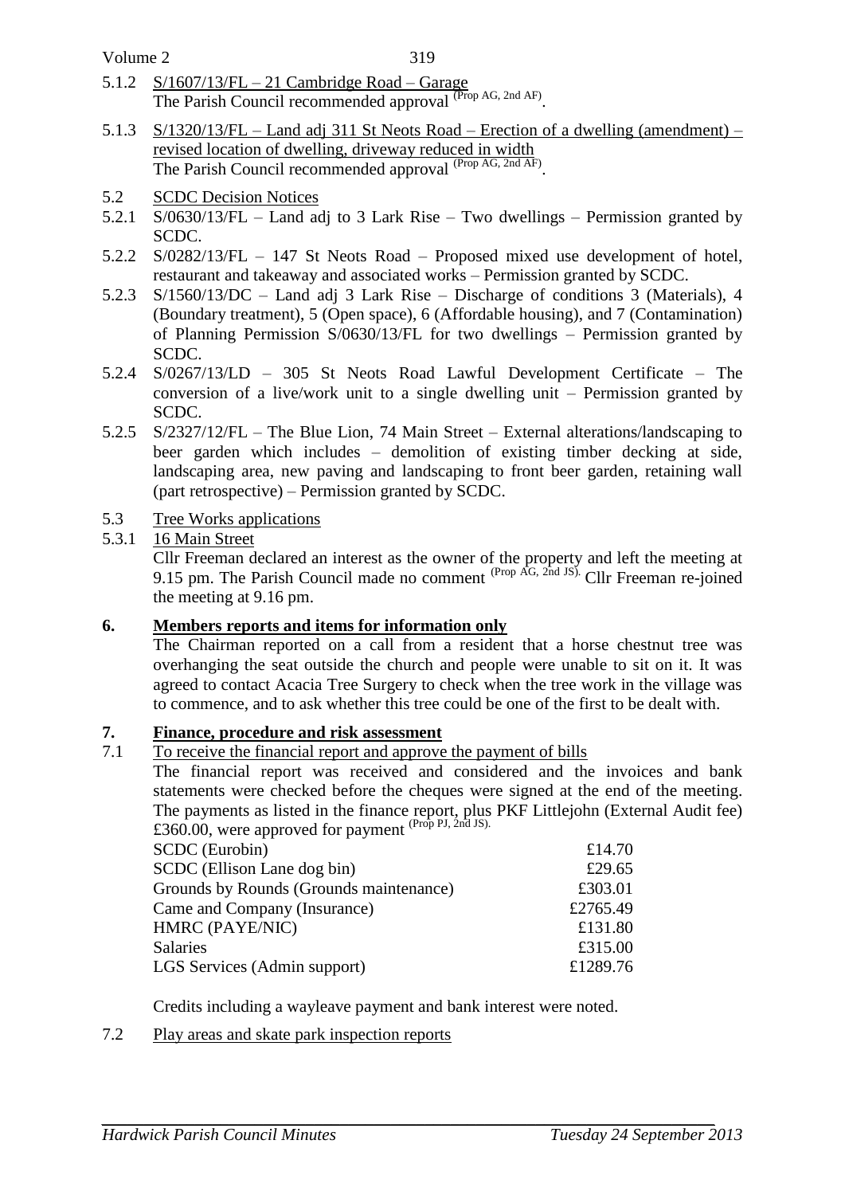5.1.2 S/1607/13/FL – 21 Cambridge Road – Garage
The Parish Council recommended approval (Prop AG, 2nd AF).

5.1.3 S/1320/13/FL – Land adj 311 St Neots Road – Erection of a dwelling (amendment) – revised location of dwelling, driveway reduced in width
The Parish Council recommended approval (Prop AG, 2nd AF).

5.2 SCDC Decision Notices

5.2.1 S/0630/13/FL – Land adj to 3 Lark Rise – Two dwellings – Permission granted by SCDC.

5.2.2 S/0282/13/FL – 147 St Neots Road – Proposed mixed use development of hotel, restaurant and takeaway and associated works – Permission granted by SCDC.

5.2.3 S/1560/13/DC – Land adj 3 Lark Rise – Discharge of conditions 3 (Materials), 4 (Boundary treatment), 5 (Open space), 6 (Affordable housing), and 7 (Contamination) of Planning Permission S/0630/13/FL for two dwellings – Permission granted by SCDC.

5.2.4 S/0267/13/LD – 305 St Neots Road Lawful Development Certificate – The conversion of a live/work unit to a single dwelling unit – Permission granted by SCDC.

5.2.5 S/2327/12/FL – The Blue Lion, 74 Main Street – External alterations/landscaping to beer garden which includes – demolition of existing timber decking at side, landscaping area, new paving and landscaping to front beer garden, retaining wall (part retrospective) – Permission granted by SCDC.

5.3 Tree Works applications

5.3.1 16 Main Street
Cllr Freeman declared an interest as the owner of the property and left the meeting at 9.15 pm. The Parish Council made no comment (Prop AG, 2nd JS). Cllr Freeman re-joined the meeting at 9.16 pm.

## 6. Members reports and items for information only

The Chairman reported on a call from a resident that a horse chestnut tree was overhanging the seat outside the church and people were unable to sit on it. It was agreed to contact Acacia Tree Surgery to check when the tree work in the village was to commence, and to ask whether this tree could be one of the first to be dealt with.

## 7. Finance, procedure and risk assessment

7.1 To receive the financial report and approve the payment of bills
The financial report was received and considered and the invoices and bank statements were checked before the cheques were signed at the end of the meeting. The payments as listed in the finance report, plus PKF Littlejohn (External Audit fee) £360.00, were approved for payment (Prop PJ, 2nd JS).

| | |
|---|---|
| SCDC (Eurobin) | £14.70 |
| SCDC (Ellison Lane dog bin) | £29.65 |
| Grounds by Rounds (Grounds maintenance) | £303.01 |
| Came and Company (Insurance) | £2765.49 |
| HMRC (PAYE/NIC) | £131.80 |
| Salaries | £315.00 |
| LGS Services (Admin support) | £1289.76 |

Credits including a wayleave payment and bank interest were noted.

7.2 Play areas and skate park inspection reports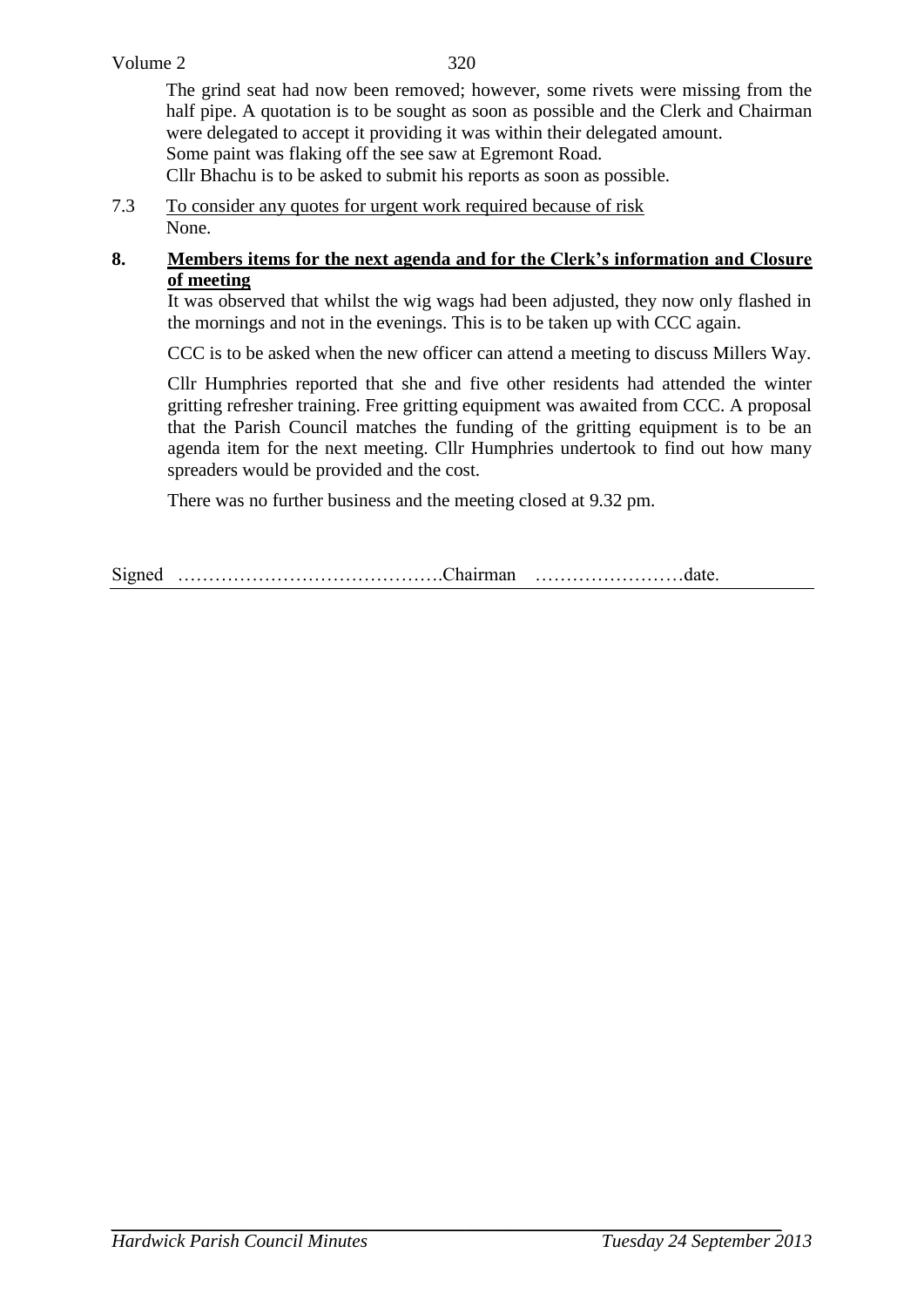The grind seat had now been removed; however, some rivets were missing from the half pipe. A quotation is to be sought as soon as possible and the Clerk and Chairman were delegated to accept it providing it was within their delegated amount.
Some paint was flaking off the see saw at Egremont Road.
Cllr Bhachu is to be asked to submit his reports as soon as possible.

7.3 To consider any quotes for urgent work required because of risk
None.

**8. Members items for the next agenda and for the Clerk's information and Closure of meeting**

It was observed that whilst the wig wags had been adjusted, they now only flashed in the mornings and not in the evenings. This is to be taken up with CCC again.

CCC is to be asked when the new officer can attend a meeting to discuss Millers Way.

Cllr Humphries reported that she and five other residents had attended the winter gritting refresher training. Free gritting equipment was awaited from CCC. A proposal that the Parish Council matches the funding of the gritting equipment is to be an agenda item for the next meeting. Cllr Humphries undertook to find out how many spreaders would be provided and the cost.

There was no further business and the meeting closed at 9.32 pm.

Signed …………………………………….Chairman ……………………date.